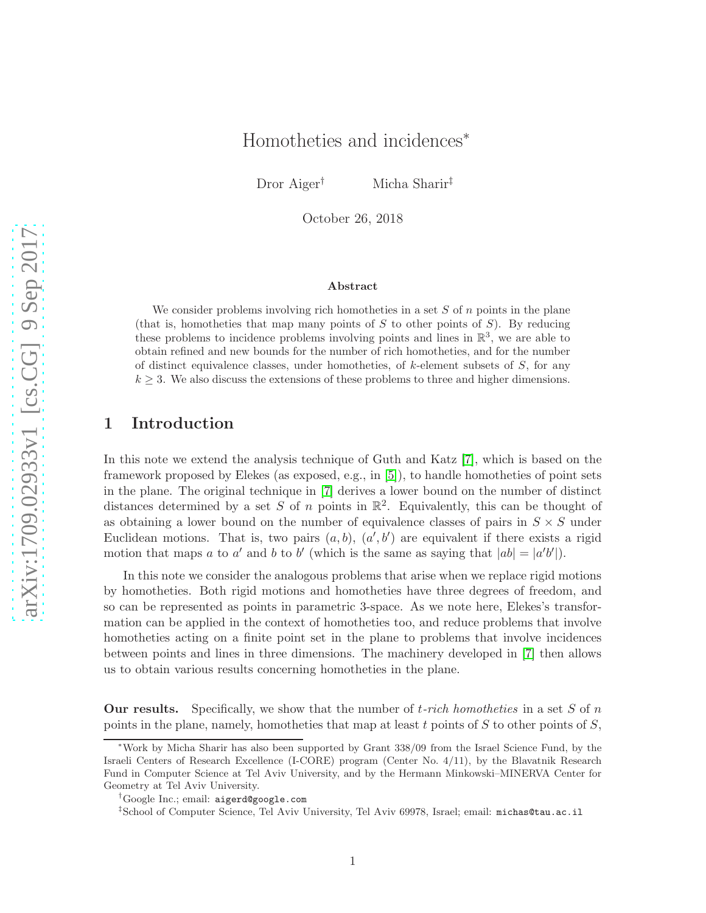# Homotheties and incidences*

Dror Aiger[†] Micha Sharir[‡]

October 26, 2018

### Abstract

We consider problems involving rich homotheties in a set $S$ of $n$ points in the plane (that is, homotheties that map many points of $S$ to other points of $S$). By reducing these problems to incidence problems involving points and lines in $\mathbb{R}^3$, we are able to obtain refined and new bounds for the number of rich homotheties, and for the number of distinct equivalence classes, under homotheties, of $k$-element subsets of $S$, for any $k \geq 3$. We also discuss the extensions of these problems to three and higher dimensions.

## 1 Introduction

In this note we extend the analysis technique of Guth and Katz [7], which is based on the framework proposed by Elekes (as exposed, e.g., in [5]), to handle homotheties of point sets in the plane. The original technique in [7] derives a lower bound on the number of distinct distances determined by a set $S$ of $n$ points in $\mathbb{R}^2$. Equivalently, this can be thought of as obtaining a lower bound on the number of equivalence classes of pairs in $S \times S$ under Euclidean motions. That is, two pairs $(a, b)$, $(a', b')$ are equivalent if there exists a rigid motion that maps $a$ to $a'$ and $b$ to $b'$ (which is the same as saying that $|ab| = |a'b'|$).

In this note we consider the analogous problems that arise when we replace rigid motions by homotheties. Both rigid motions and homotheties have three degrees of freedom, and so can be represented as points in parametric 3-space. As we note here, Elekes's transformation can be applied in the context of homotheties too, and reduce problems that involve homotheties acting on a finite point set in the plane to problems that involve incidences between points and lines in three dimensions. The machinery developed in [7] then allows us to obtain various results concerning homotheties in the plane.

**Our results.** Specifically, we show that the number of *t-rich homotheties* in a set $S$ of $n$ points in the plane, namely, homotheties that map at least $t$ points of $S$ to other points of $S$,

---

*Work by Micha Sharir has also been supported by Grant 338/09 from the Israel Science Fund, by the Israeli Centers of Research Excellence (I-CORE) program (Center No. 4/11), by the Blavatnik Research Fund in Computer Science at Tel Aviv University, and by the Hermann Minkowski–MINERVA Center for Geometry at Tel Aviv University.

[†]Google Inc.; email: `aigerd@google.com`

[‡]School of Computer Science, Tel Aviv University, Tel Aviv 69978, Israel; email: `michas@tau.ac.il`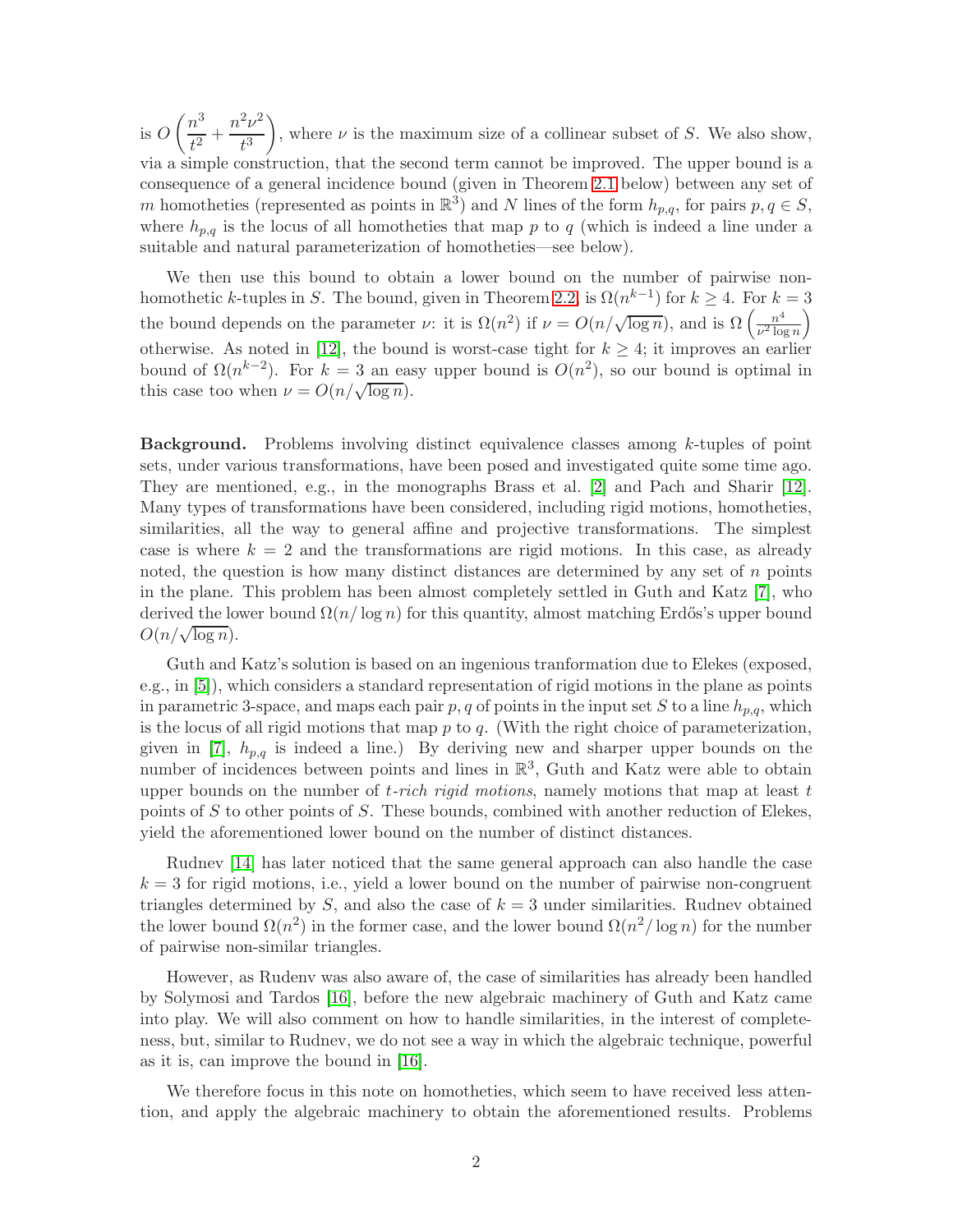is $O\left(\frac{n^3}{t^2} + \frac{n^2\nu^2}{t^3}\right)$, where $\nu$ is the maximum size of a collinear subset of $S$. We also show, via a simple construction, that the second term cannot be improved. The upper bound is a consequence of a general incidence bound (given in Theorem 2.1 below) between any set of $m$ homotheties (represented as points in $\mathbb{R}^3$) and $N$ lines of the form $h_{p,q}$, for pairs $p, q \in S$, where $h_{p,q}$ is the locus of all homotheties that map $p$ to $q$ (which is indeed a line under a suitable and natural parameterization of homotheties—see below).

We then use this bound to obtain a lower bound on the number of pairwise non-homothetic $k$-tuples in $S$. The bound, given in Theorem 2.2, is $\Omega(n^{k-1})$ for $k \geq 4$. For $k = 3$ the bound depends on the parameter $\nu$: it is $\Omega(n^2)$ if $\nu = O(n/\sqrt{\log n})$, and is $\Omega\left(\frac{n^4}{\nu^2 \log n}\right)$ otherwise. As noted in [12], the bound is worst-case tight for $k \geq 4$; it improves an earlier bound of $\Omega(n^{k-2})$. For $k = 3$ an easy upper bound is $O(n^2)$, so our bound is optimal in this case too when $\nu = O(n/\sqrt{\log n})$.

**Background.** Problems involving distinct equivalence classes among $k$-tuples of point sets, under various transformations, have been posed and investigated quite some time ago. They are mentioned, e.g., in the monographs Brass et al. [2] and Pach and Sharir [12]. Many types of transformations have been considered, including rigid motions, homotheties, similarities, all the way to general affine and projective transformations. The simplest case is where $k = 2$ and the transformations are rigid motions. In this case, as already noted, the question is how many distinct distances are determined by any set of $n$ points in the plane. This problem has been almost completely settled in Guth and Katz [7], who derived the lower bound $\Omega(n/\log n)$ for this quantity, almost matching Erdős's upper bound $O(n/\sqrt{\log n})$.

Guth and Katz's solution is based on an ingenious tranformation due to Elekes (exposed, e.g., in [5]), which considers a standard representation of rigid motions in the plane as points in parametric 3-space, and maps each pair $p, q$ of points in the input set $S$ to a line $h_{p,q}$, which is the locus of all rigid motions that map $p$ to $q$. (With the right choice of parameterization, given in [7], $h_{p,q}$ is indeed a line.) By deriving new and sharper upper bounds on the number of incidences between points and lines in $\mathbb{R}^3$, Guth and Katz were able to obtain upper bounds on the number of *$t$-rich rigid motions*, namely motions that map at least $t$ points of $S$ to other points of $S$. These bounds, combined with another reduction of Elekes, yield the aforementioned lower bound on the number of distinct distances.

Rudnev [14] has later noticed that the same general approach can also handle the case $k = 3$ for rigid motions, i.e., yield a lower bound on the number of pairwise non-congruent triangles determined by $S$, and also the case of $k = 3$ under similarities. Rudnev obtained the lower bound $\Omega(n^2)$ in the former case, and the lower bound $\Omega(n^2/\log n)$ for the number of pairwise non-similar triangles.

However, as Rudenv was also aware of, the case of similarities has already been handled by Solymosi and Tardos [16], before the new algebraic machinery of Guth and Katz came into play. We will also comment on how to handle similarities, in the interest of completeness, but, similar to Rudnev, we do not see a way in which the algebraic technique, powerful as it is, can improve the bound in [16].

We therefore focus in this note on homotheties, which seem to have received less attention, and apply the algebraic machinery to obtain the aforementioned results. Problems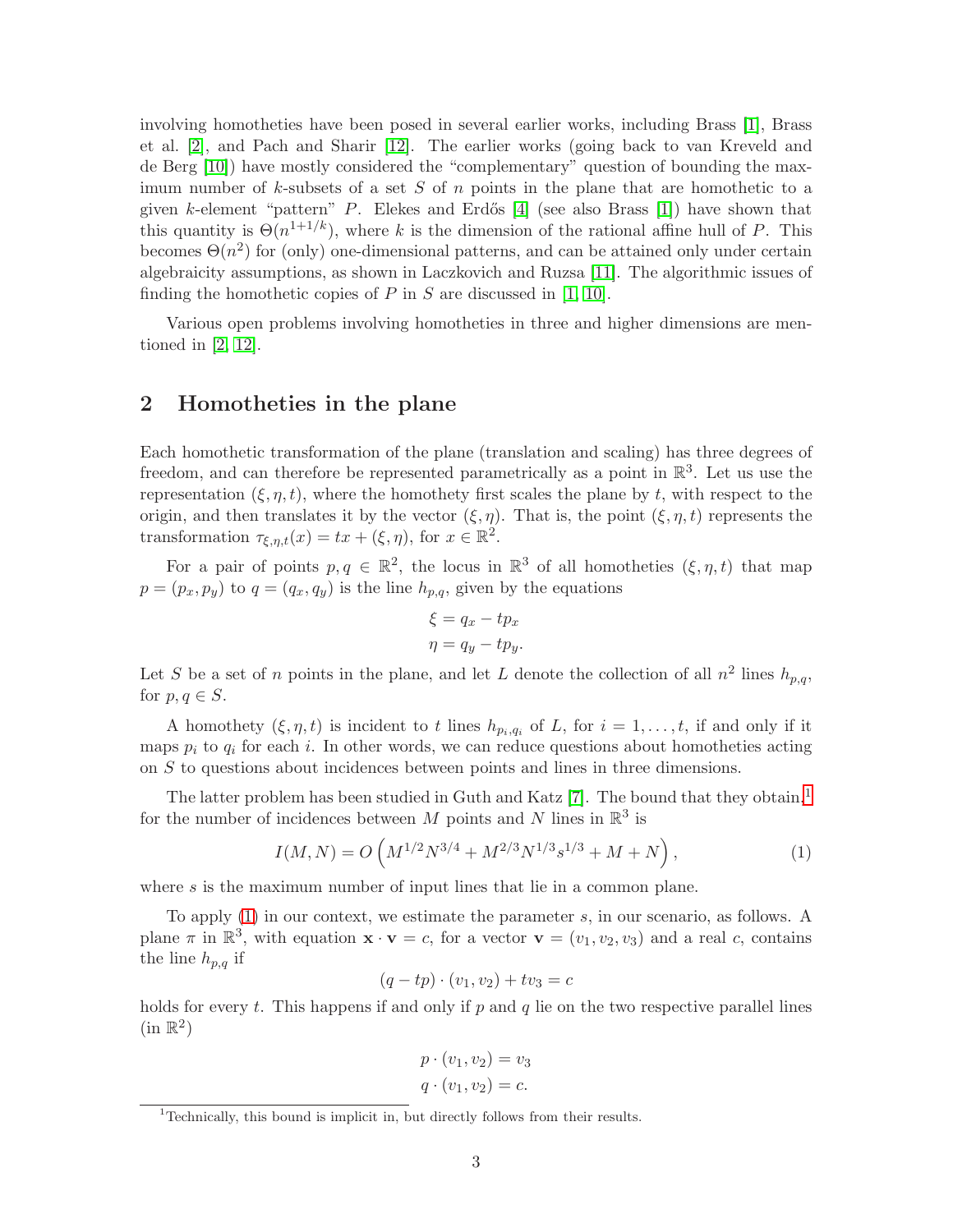involving homotheties have been posed in several earlier works, including Brass [1], Brass et al. [2], and Pach and Sharir [12]. The earlier works (going back to van Kreveld and de Berg [10]) have mostly considered the "complementary" question of bounding the maximum number of $k$-subsets of a set $S$ of $n$ points in the plane that are homothetic to a given $k$-element "pattern" $P$. Elekes and Erdős [4] (see also Brass [1]) have shown that this quantity is $\Theta(n^{1+1/k})$, where $k$ is the dimension of the rational affine hull of $P$. This becomes $\Theta(n^2)$ for (only) one-dimensional patterns, and can be attained only under certain algebraicity assumptions, as shown in Laczkovich and Ruzsa [11]. The algorithmic issues of finding the homothetic copies of $P$ in $S$ are discussed in [1, 10].

Various open problems involving homotheties in three and higher dimensions are mentioned in [2, 12].

## 2 Homotheties in the plane

Each homothetic transformation of the plane (translation and scaling) has three degrees of freedom, and can therefore be represented parametrically as a point in $\mathbb{R}^3$. Let us use the representation $(\xi, \eta, t)$, where the homothety first scales the plane by $t$, with respect to the origin, and then translates it by the vector $(\xi, \eta)$. That is, the point $(\xi, \eta, t)$ represents the transformation $\tau_{\xi,\eta,t}(x) = tx + (\xi, \eta)$, for $x \in \mathbb{R}^2$.

For a pair of points $p, q \in \mathbb{R}^2$, the locus in $\mathbb{R}^3$ of all homotheties $(\xi, \eta, t)$ that map $p = (p_x, p_y)$ to $q = (q_x, q_y)$ is the line $h_{p,q}$, given by the equations

$$\xi = q_x - tp_x$$
$$\eta = q_y - tp_y.$$

Let $S$ be a set of $n$ points in the plane, and let $L$ denote the collection of all $n^2$ lines $h_{p,q}$, for $p, q \in S$.

A homothety $(\xi, \eta, t)$ is incident to $t$ lines $h_{p_i,q_i}$ of $L$, for $i = 1, \ldots, t$, if and only if it maps $p_i$ to $q_i$ for each $i$. In other words, we can reduce questions about homotheties acting on $S$ to questions about incidences between points and lines in three dimensions.

The latter problem has been studied in Guth and Katz [7]. The bound that they obtain[1] for the number of incidences between $M$ points and $N$ lines in $\mathbb{R}^3$ is

$$I(M, N) = O\left(M^{1/2}N^{3/4} + M^{2/3}N^{1/3}s^{1/3} + M + N\right), \tag{1}$$

where $s$ is the maximum number of input lines that lie in a common plane.

To apply (1) in our context, we estimate the parameter $s$, in our scenario, as follows. A plane $\pi$ in $\mathbb{R}^3$, with equation $\mathbf{x} \cdot \mathbf{v} = c$, for a vector $\mathbf{v} = (v_1, v_2, v_3)$ and a real $c$, contains the line $h_{p,q}$ if

$$(q - tp) \cdot (v_1, v_2) + tv_3 = c$$

holds for every $t$. This happens if and only if $p$ and $q$ lie on the two respective parallel lines (in $\mathbb{R}^2$)

$$p \cdot (v_1, v_2) = v_3$$
$$q \cdot (v_1, v_2) = c.$$

[1] Technically, this bound is implicit in, but directly follows from their results.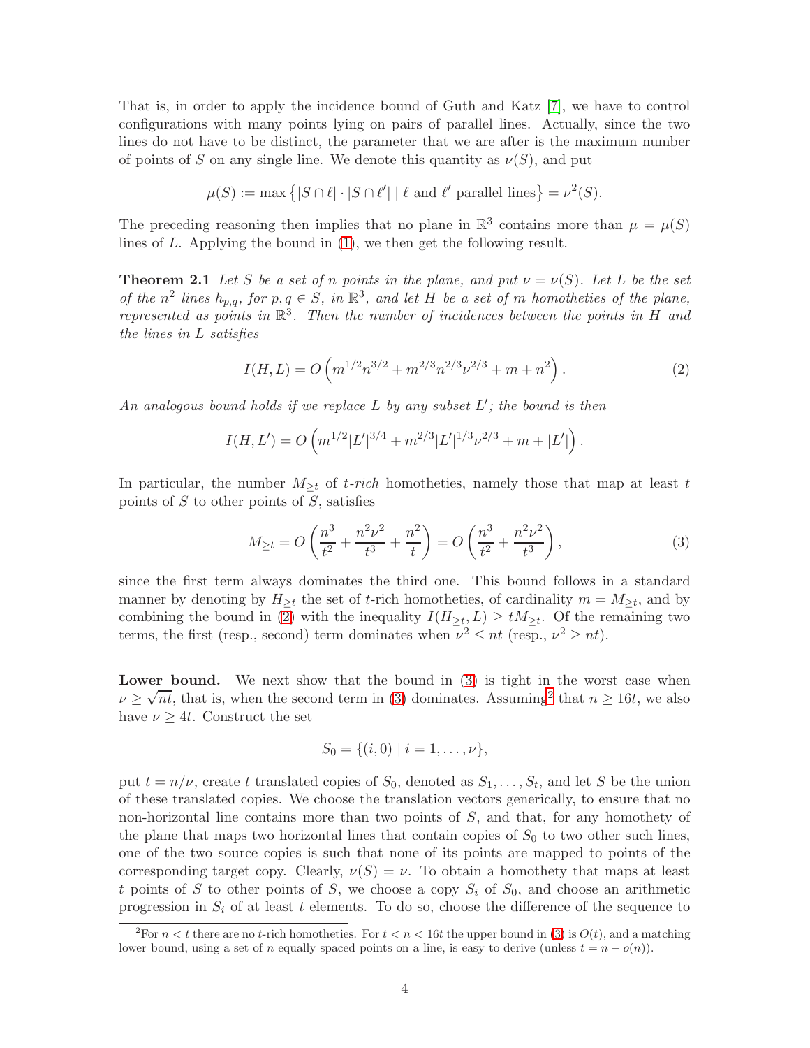That is, in order to apply the incidence bound of Guth and Katz [7], we have to control configurations with many points lying on pairs of parallel lines. Actually, since the two lines do not have to be distinct, the parameter that we are after is the maximum number of points of $S$ on any single line. We denote this quantity as $\nu(S)$, and put

$$\mu(S) := \max\left\{|S \cap \ell| \cdot |S \cap \ell'| \mid \ell \text{ and } \ell' \text{ parallel lines}\right\} = \nu^2(S).$$

The preceding reasoning then implies that no plane in $\mathbb{R}^3$ contains more than $\mu = \mu(S)$ lines of $L$. Applying the bound in (1), we then get the following result.

**Theorem 2.1** *Let $S$ be a set of $n$ points in the plane, and put $\nu = \nu(S)$. Let $L$ be the set of the $n^2$ lines $h_{p,q}$, for $p, q \in S$, in $\mathbb{R}^3$, and let $H$ be a set of $m$ homotheties of the plane, represented as points in $\mathbb{R}^3$. Then the number of incidences between the points in $H$ and the lines in $L$ satisfies*

$$I(H, L) = O\left(m^{1/2}n^{3/2} + m^{2/3}n^{2/3}\nu^{2/3} + m + n^2\right). \tag{2}$$

*An analogous bound holds if we replace $L$ by any subset $L'$; the bound is then*

$$I(H, L') = O\left(m^{1/2}|L'|^{3/4} + m^{2/3}|L'|^{1/3}\nu^{2/3} + m + |L'|\right).$$

In particular, the number $M_{\geq t}$ of *$t$-rich* homotheties, namely those that map at least $t$ points of $S$ to other points of $S$, satisfies

$$M_{\geq t} = O\left(\frac{n^3}{t^2} + \frac{n^2\nu^2}{t^3} + \frac{n^2}{t}\right) = O\left(\frac{n^3}{t^2} + \frac{n^2\nu^2}{t^3}\right), \tag{3}$$

since the first term always dominates the third one. This bound follows in a standard manner by denoting by $H_{\geq t}$ the set of $t$-rich homotheties, of cardinality $m = M_{\geq t}$, and by combining the bound in (2) with the inequality $I(H_{\geq t}, L) \geq tM_{\geq t}$. Of the remaining two terms, the first (resp., second) term dominates when $\nu^2 \leq nt$ (resp., $\nu^2 \geq nt$).

**Lower bound.** We next show that the bound in (3) is tight in the worst case when $\nu \geq \sqrt{nt}$, that is, when the second term in (3) dominates. Assuming[2] that $n \geq 16t$, we also have $\nu \geq 4t$. Construct the set

$$S_0 = \{(i, 0) \mid i = 1, \ldots, \nu\},$$

put $t = n/\nu$, create $t$ translated copies of $S_0$, denoted as $S_1, \ldots, S_t$, and let $S$ be the union of these translated copies. We choose the translation vectors generically, to ensure that no non-horizontal line contains more than two points of $S$, and that, for any homothety of the plane that maps two horizontal lines that contain copies of $S_0$ to two other such lines, one of the two source copies is such that none of its points are mapped to points of the corresponding target copy. Clearly, $\nu(S) = \nu$. To obtain a homothety that maps at least $t$ points of $S$ to other points of $S$, we choose a copy $S_i$ of $S_0$, and choose an arithmetic progression in $S_i$ of at least $t$ elements. To do so, choose the difference of the sequence to

[2] For $n < t$ there are no $t$-rich homotheties. For $t < n < 16t$ the upper bound in (3) is $O(t)$, and a matching lower bound, using a set of $n$ equally spaced points on a line, is easy to derive (unless $t = n - o(n)$).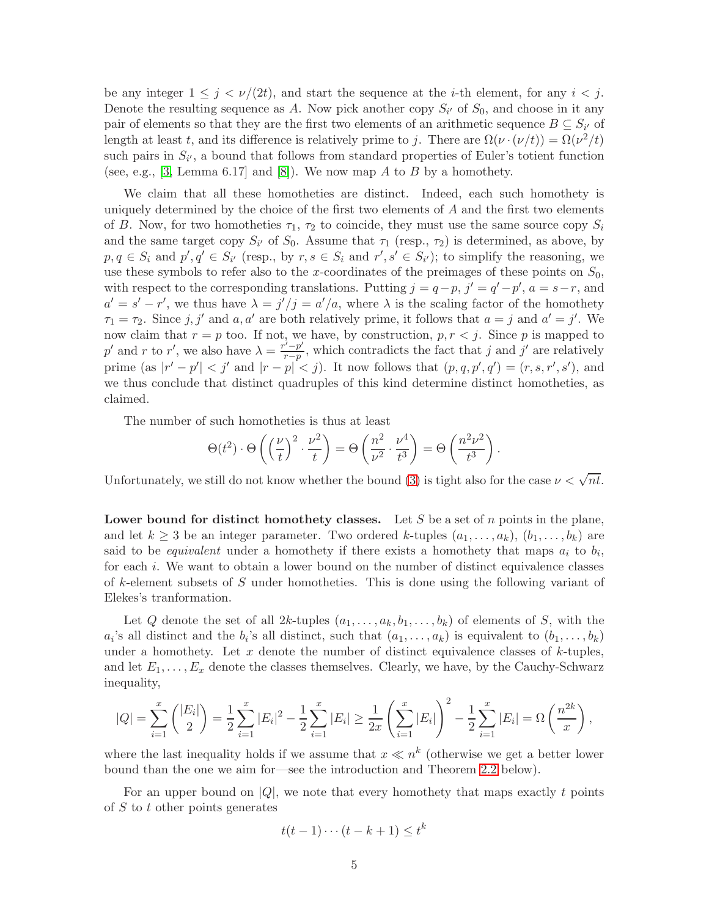be any integer $1 \le j < \nu/(2t)$, and start the sequence at the $i$-th element, for any $i < j$. Denote the resulting sequence as $A$. Now pick another copy $S_{i'}$ of $S_0$, and choose in it any pair of elements so that they are the first two elements of an arithmetic sequence $B \subseteq S_{i'}$ of length at least $t$, and its difference is relatively prime to $j$. There are $\Omega(\nu \cdot (\nu/t)) = \Omega(\nu^2/t)$ such pairs in $S_{i'}$, a bound that follows from standard properties of Euler's totient function (see, e.g., [3, Lemma 6.17] and [8]). We now map $A$ to $B$ by a homothety.

We claim that all these homotheties are distinct. Indeed, each such homothety is uniquely determined by the choice of the first two elements of $A$ and the first two elements of $B$. Now, for two homotheties $\tau_1$, $\tau_2$ to coincide, they must use the same source copy $S_i$ and the same target copy $S_{i'}$ of $S_0$. Assume that $\tau_1$ (resp., $\tau_2$) is determined, as above, by $p, q \in S_i$ and $p', q' \in S_{i'}$ (resp., by $r, s \in S_i$ and $r', s' \in S_{i'}$); to simplify the reasoning, we use these symbols to refer also to the $x$-coordinates of the preimages of these points on $S_0$, with respect to the corresponding translations. Putting $j = q - p$, $j' = q' - p'$, $a = s - r$, and $a' = s' - r'$, we thus have $\lambda = j'/j = a'/a$, where $\lambda$ is the scaling factor of the homothety $\tau_1 = \tau_2$. Since $j, j'$ and $a, a'$ are both relatively prime, it follows that $a = j$ and $a' = j'$. We now claim that $r = p$ too. If not, we have, by construction, $p, r < j$. Since $p$ is mapped to $p'$ and $r$ to $r'$, we also have $\lambda = \frac{r'-p'}{r-p}$, which contradicts the fact that $j$ and $j'$ are relatively prime (as $|r' - p'| < j'$ and $|r - p| < j$). It now follows that $(p, q, p', q') = (r, s, r', s')$, and we thus conclude that distinct quadruples of this kind determine distinct homotheties, as claimed.

The number of such homotheties is thus at least

$$\Theta(t^2) \cdot \Theta\left(\left(\frac{\nu}{t}\right)^2 \cdot \frac{\nu^2}{t}\right) = \Theta\left(\frac{n^2}{\nu^2} \cdot \frac{\nu^4}{t^3}\right) = \Theta\left(\frac{n^2\nu^2}{t^3}\right).$$

Unfortunately, we still do not know whether the bound (3) is tight also for the case $\nu < \sqrt{nt}$.

**Lower bound for distinct homothety classes.** Let $S$ be a set of $n$ points in the plane, and let $k \ge 3$ be an integer parameter. Two ordered $k$-tuples $(a_1, \ldots, a_k)$, $(b_1, \ldots, b_k)$ are said to be *equivalent* under a homothety if there exists a homothety that maps $a_i$ to $b_i$, for each $i$. We want to obtain a lower bound on the number of distinct equivalence classes of $k$-element subsets of $S$ under homotheties. This is done using the following variant of Elekes's tranformation.

Let $Q$ denote the set of all $2k$-tuples $(a_1, \ldots, a_k, b_1, \ldots, b_k)$ of elements of $S$, with the $a_i$'s all distinct and the $b_i$'s all distinct, such that $(a_1, \ldots, a_k)$ is equivalent to $(b_1, \ldots, b_k)$ under a homothety. Let $x$ denote the number of distinct equivalence classes of $k$-tuples, and let $E_1, \ldots, E_x$ denote the classes themselves. Clearly, we have, by the Cauchy-Schwarz inequality,

$$|Q| = \sum_{i=1}^{x} \binom{|E_i|}{2} = \frac{1}{2}\sum_{i=1}^{x} |E_i|^2 - \frac{1}{2}\sum_{i=1}^{x} |E_i| \ge \frac{1}{2x}\left(\sum_{i=1}^{x} |E_i|\right)^2 - \frac{1}{2}\sum_{i=1}^{x} |E_i| = \Omega\left(\frac{n^{2k}}{x}\right),$$

where the last inequality holds if we assume that $x \ll n^k$ (otherwise we get a better lower bound than the one we aim for—see the introduction and Theorem 2.2 below).

For an upper bound on $|Q|$, we note that every homothety that maps exactly $t$ points of $S$ to $t$ other points generates

$$t(t-1)\cdots(t-k+1) \le t^k$$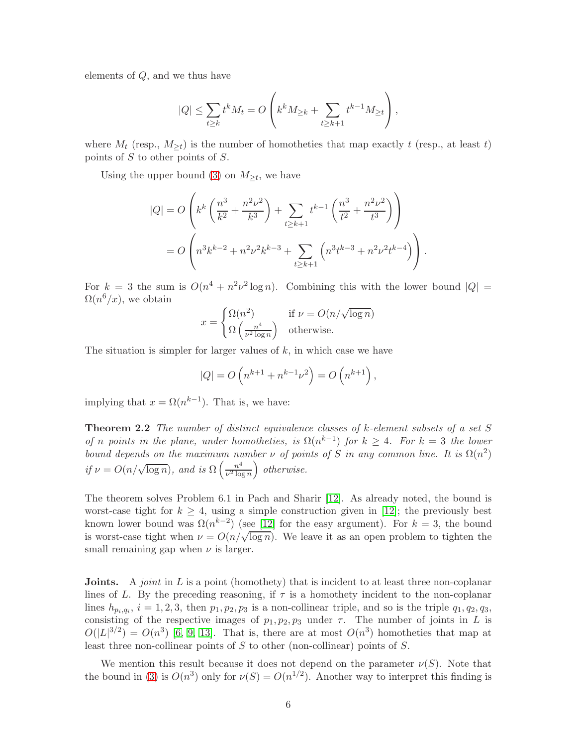elements of $Q$, and we thus have

$$|Q| \leq \sum_{t \geq k} t^k M_t = O\left(k^k M_{\geq k} + \sum_{t \geq k+1} t^{k-1} M_{\geq t}\right),$$

where $M_t$ (resp., $M_{\geq t}$) is the number of homotheties that map exactly $t$ (resp., at least $t$) points of $S$ to other points of $S$.

Using the upper bound (3) on $M_{\geq t}$, we have

$$|Q| = O\left(k^k \left(\frac{n^3}{k^2} + \frac{n^2\nu^2}{k^3}\right) + \sum_{t \geq k+1} t^{k-1}\left(\frac{n^3}{t^2} + \frac{n^2\nu^2}{t^3}\right)\right)$$
$$= O\left(n^3 k^{k-2} + n^2\nu^2 k^{k-3} + \sum_{t \geq k+1}\left(n^3 t^{k-3} + n^2\nu^2 t^{k-4}\right)\right).$$

For $k = 3$ the sum is $O(n^4 + n^2\nu^2 \log n)$. Combining this with the lower bound $|Q| = \Omega(n^6/x)$, we obtain

$$x = \begin{cases} \Omega(n^2) & \text{if } \nu = O(n/\sqrt{\log n}) \\ \Omega\left(\frac{n^4}{\nu^2 \log n}\right) & \text{otherwise.} \end{cases}$$

The situation is simpler for larger values of $k$, in which case we have

$$|Q| = O\left(n^{k+1} + n^{k-1}\nu^2\right) = O\left(n^{k+1}\right),$$

implying that $x = \Omega(n^{k-1})$. That is, we have:

**Theorem 2.2** *The number of distinct equivalence classes of $k$-element subsets of a set $S$ of $n$ points in the plane, under homotheties, is $\Omega(n^{k-1})$ for $k \geq 4$. For $k = 3$ the lower bound depends on the maximum number $\nu$ of points of $S$ in any common line. It is $\Omega(n^2)$ if $\nu = O(n/\sqrt{\log n})$, and is $\Omega\left(\frac{n^4}{\nu^2 \log n}\right)$ otherwise.*

The theorem solves Problem 6.1 in Pach and Sharir [12]. As already noted, the bound is worst-case tight for $k \geq 4$, using a simple construction given in [12]; the previously best known lower bound was $\Omega(n^{k-2})$ (see [12] for the easy argument). For $k = 3$, the bound is worst-case tight when $\nu = O(n/\sqrt{\log n})$. We leave it as an open problem to tighten the small remaining gap when $\nu$ is larger.

**Joints.** A *joint* in $L$ is a point (homothety) that is incident to at least three non-coplanar lines of $L$. By the preceding reasoning, if $\tau$ is a homothety incident to the non-coplanar lines $h_{p_i,q_i}$, $i = 1, 2, 3$, then $p_1, p_2, p_3$ is a non-collinear triple, and so is the triple $q_1, q_2, q_3$, consisting of the respective images of $p_1, p_2, p_3$ under $\tau$. The number of joints in $L$ is $O(|L|^{3/2}) = O(n^3)$ [6, 9, 13]. That is, there are at most $O(n^3)$ homotheties that map at least three non-collinear points of $S$ to other (non-collinear) points of $S$.

We mention this result because it does not depend on the parameter $\nu(S)$. Note that the bound in (3) is $O(n^3)$ only for $\nu(S) = O(n^{1/2})$. Another way to interpret this finding is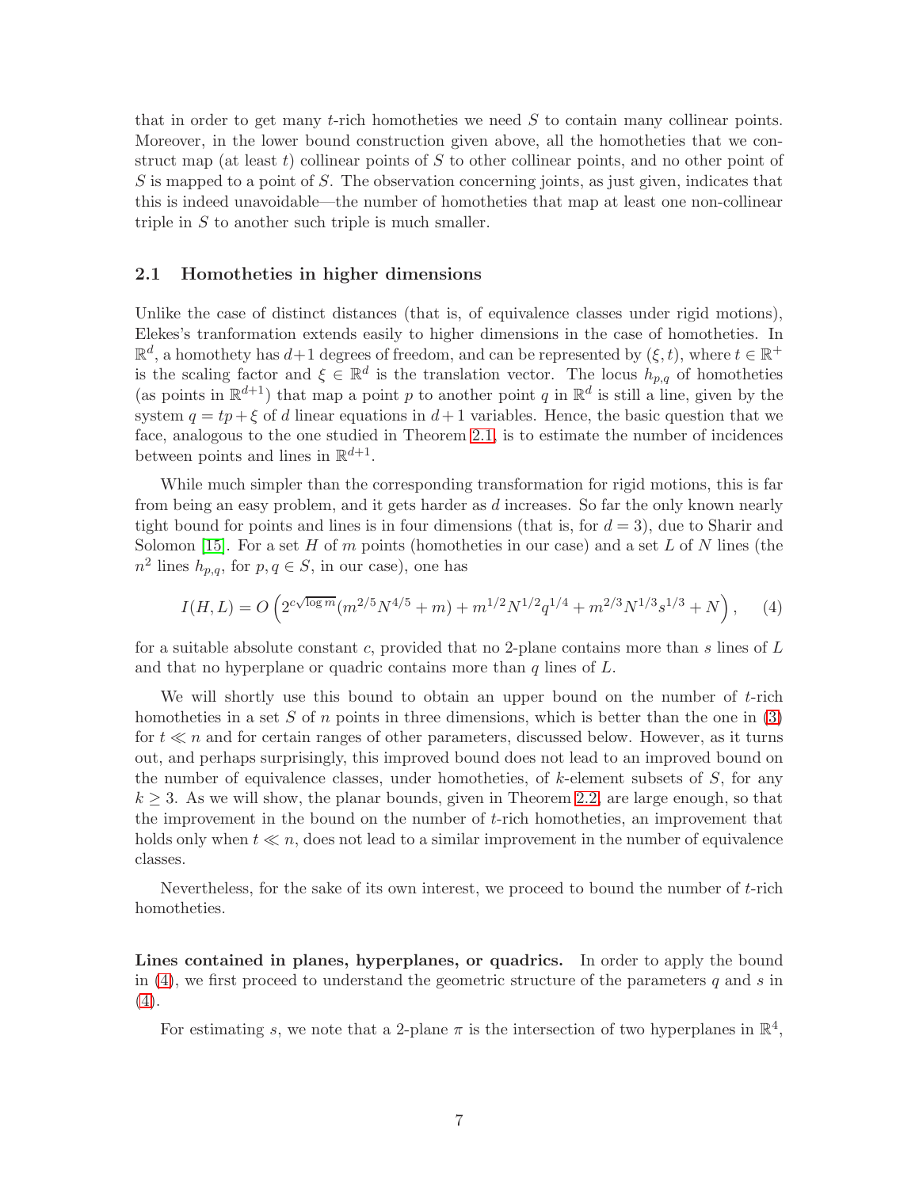that in order to get many $t$-rich homotheties we need $S$ to contain many collinear points. Moreover, in the lower bound construction given above, all the homotheties that we construct map (at least $t$) collinear points of $S$ to other collinear points, and no other point of $S$ is mapped to a point of $S$. The observation concerning joints, as just given, indicates that this is indeed unavoidable—the number of homotheties that map at least one non-collinear triple in $S$ to another such triple is much smaller.

## 2.1 Homotheties in higher dimensions

Unlike the case of distinct distances (that is, of equivalence classes under rigid motions), Elekes's tranformation extends easily to higher dimensions in the case of homotheties. In $\mathbb{R}^d$, a homothety has $d+1$ degrees of freedom, and can be represented by $(\xi, t)$, where $t \in \mathbb{R}^+$ is the scaling factor and $\xi \in \mathbb{R}^d$ is the translation vector. The locus $h_{p,q}$ of homotheties (as points in $\mathbb{R}^{d+1}$) that map a point $p$ to another point $q$ in $\mathbb{R}^d$ is still a line, given by the system $q = tp + \xi$ of $d$ linear equations in $d+1$ variables. Hence, the basic question that we face, analogous to the one studied in Theorem 2.1, is to estimate the number of incidences between points and lines in $\mathbb{R}^{d+1}$.

While much simpler than the corresponding transformation for rigid motions, this is far from being an easy problem, and it gets harder as $d$ increases. So far the only known nearly tight bound for points and lines is in four dimensions (that is, for $d = 3$), due to Sharir and Solomon [15]. For a set $H$ of $m$ points (homotheties in our case) and a set $L$ of $N$ lines (the $n^2$ lines $h_{p,q}$, for $p, q \in S$, in our case), one has

$$I(H, L) = O\left(2^{c\sqrt{\log m}}(m^{2/5}N^{4/5} + m) + m^{1/2}N^{1/2}q^{1/4} + m^{2/3}N^{1/3}s^{1/3} + N\right), \quad (4)$$

for a suitable absolute constant $c$, provided that no 2-plane contains more than $s$ lines of $L$ and that no hyperplane or quadric contains more than $q$ lines of $L$.

We will shortly use this bound to obtain an upper bound on the number of $t$-rich homotheties in a set $S$ of $n$ points in three dimensions, which is better than the one in (3) for $t \ll n$ and for certain ranges of other parameters, discussed below. However, as it turns out, and perhaps surprisingly, this improved bound does not lead to an improved bound on the number of equivalence classes, under homotheties, of $k$-element subsets of $S$, for any $k \geq 3$. As we will show, the planar bounds, given in Theorem 2.2, are large enough, so that the improvement in the bound on the number of $t$-rich homotheties, an improvement that holds only when $t \ll n$, does not lead to a similar improvement in the number of equivalence classes.

Nevertheless, for the sake of its own interest, we proceed to bound the number of $t$-rich homotheties.

**Lines contained in planes, hyperplanes, or quadrics.** In order to apply the bound in (4), we first proceed to understand the geometric structure of the parameters $q$ and $s$ in (4).

For estimating $s$, we note that a 2-plane $\pi$ is the intersection of two hyperplanes in $\mathbb{R}^4$,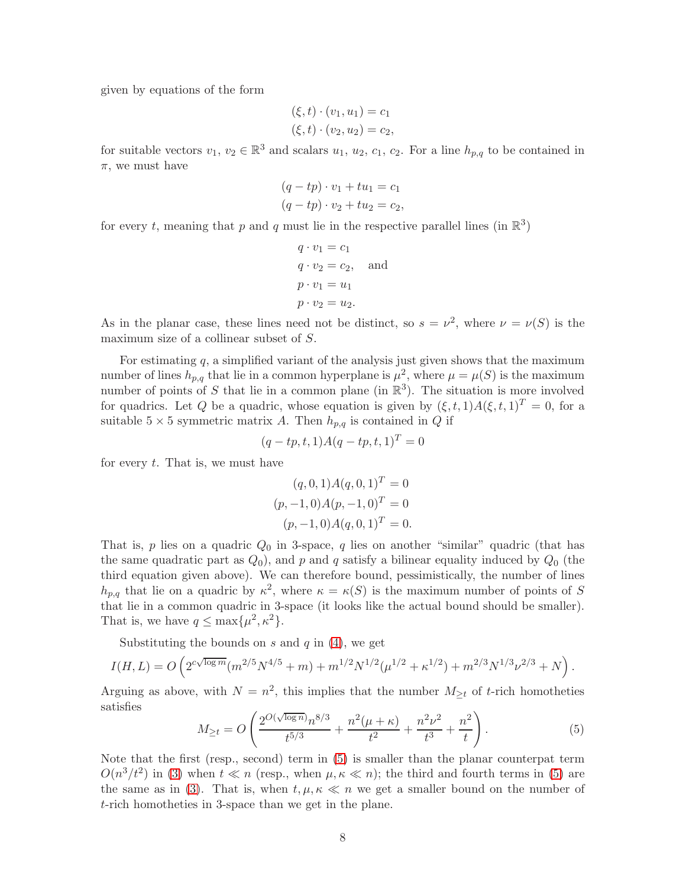given by equations of the form

$$
\begin{aligned}
(\xi, t) \cdot (v_1, u_1) &= c_1 \\
(\xi, t) \cdot (v_2, u_2) &= c_2,
\end{aligned}
$$

for suitable vectors $v_1$, $v_2 \in \mathbb{R}^3$ and scalars $u_1$, $u_2$, $c_1$, $c_2$. For a line $h_{p,q}$ to be contained in $\pi$, we must have

$$
\begin{aligned}
(q - tp) \cdot v_1 + tu_1 &= c_1 \\
(q - tp) \cdot v_2 + tu_2 &= c_2,
\end{aligned}
$$

for every $t$, meaning that $p$ and $q$ must lie in the respective parallel lines (in $\mathbb{R}^3$)

$$
\begin{aligned}
q \cdot v_1 &= c_1 \\
q \cdot v_2 &= c_2, \quad \text{and} \\
p \cdot v_1 &= u_1 \\
p \cdot v_2 &= u_2.
\end{aligned}
$$

As in the planar case, these lines need not be distinct, so $s = \nu^2$, where $\nu = \nu(S)$ is the maximum size of a collinear subset of $S$.

For estimating $q$, a simplified variant of the analysis just given shows that the maximum number of lines $h_{p,q}$ that lie in a common hyperplane is $\mu^2$, where $\mu = \mu(S)$ is the maximum number of points of $S$ that lie in a common plane (in $\mathbb{R}^3$). The situation is more involved for quadrics. Let $Q$ be a quadric, whose equation is given by $(\xi, t, 1)A(\xi, t, 1)^T = 0$, for a suitable $5 \times 5$ symmetric matrix $A$. Then $h_{p,q}$ is contained in $Q$ if

$$
(q - tp, t, 1)A(q - tp, t, 1)^T = 0
$$

for every $t$. That is, we must have

$$
\begin{aligned}
(q, 0, 1)A(q, 0, 1)^T &= 0 \\
(p, -1, 0)A(p, -1, 0)^T &= 0 \\
(p, -1, 0)A(q, 0, 1)^T &= 0.
\end{aligned}
$$

That is, $p$ lies on a quadric $Q_0$ in 3-space, $q$ lies on another "similar" quadric (that has the same quadratic part as $Q_0$), and $p$ and $q$ satisfy a bilinear equality induced by $Q_0$ (the third equation given above). We can therefore bound, pessimistically, the number of lines $h_{p,q}$ that lie on a quadric by $\kappa^2$, where $\kappa = \kappa(S)$ is the maximum number of points of $S$ that lie in a common quadric in 3-space (it looks like the actual bound should be smaller). That is, we have $q \le \max\{\mu^2, \kappa^2\}$.

Substituting the bounds on $s$ and $q$ in (4), we get

$$
I(H, L) = O\left(2^{c\sqrt{\log m}}(m^{2/5}N^{4/5} + m) + m^{1/2}N^{1/2}(\mu^{1/2} + \kappa^{1/2}) + m^{2/3}N^{1/3}\nu^{2/3} + N\right).
$$

Arguing as above, with $N = n^2$, this implies that the number $M_{\ge t}$ of $t$-rich homotheties satisfies

$$
M_{\ge t} = O\left(\frac{2^{O(\sqrt{\log n})}n^{8/3}}{t^{5/3}} + \frac{n^2(\mu + \kappa)}{t^2} + \frac{n^2\nu^2}{t^3} + \frac{n^2}{t}\right). \tag{5}
$$

Note that the first (resp., second) term in (5) is smaller than the planar counterpat term $O(n^3/t^2)$ in (3) when $t \ll n$ (resp., when $\mu, \kappa \ll n$); the third and fourth terms in (5) are the same as in (3). That is, when $t, \mu, \kappa \ll n$ we get a smaller bound on the number of $t$-rich homotheties in 3-space than we get in the plane.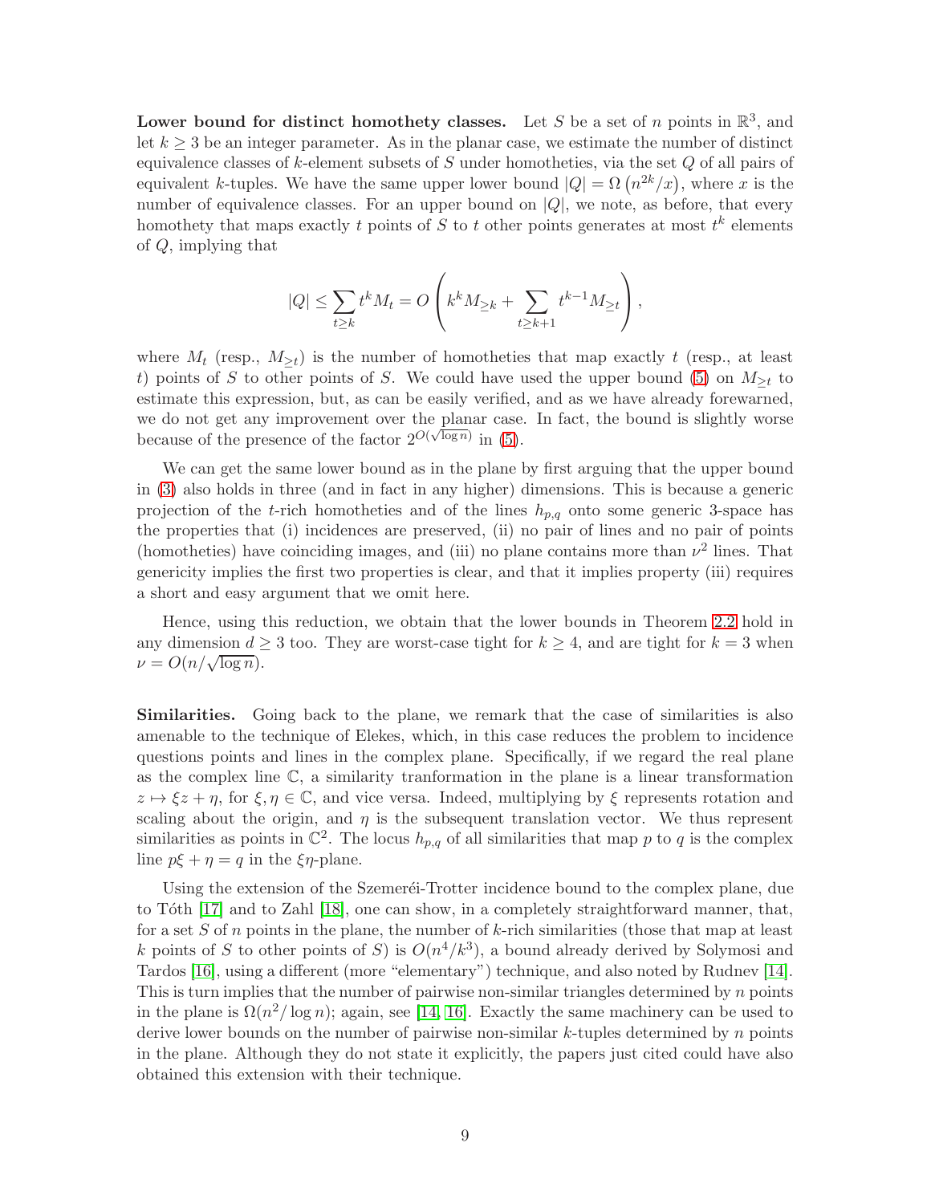**Lower bound for distinct homothety classes.** Let $S$ be a set of $n$ points in $\mathbb{R}^3$, and let $k \geq 3$ be an integer parameter. As in the planar case, we estimate the number of distinct equivalence classes of $k$-element subsets of $S$ under homotheties, via the set $Q$ of all pairs of equivalent $k$-tuples. We have the same upper lower bound $|Q| = \Omega\left(n^{2k}/x\right)$, where $x$ is the number of equivalence classes. For an upper bound on $|Q|$, we note, as before, that every homothety that maps exactly $t$ points of $S$ to $t$ other points generates at most $t^k$ elements of $Q$, implying that

$$|Q| \leq \sum_{t \geq k} t^k M_t = O\left(k^k M_{\geq k} + \sum_{t \geq k+1} t^{k-1} M_{\geq t}\right),$$

where $M_t$ (resp., $M_{\geq t}$) is the number of homotheties that map exactly $t$ (resp., at least $t$) points of $S$ to other points of $S$. We could have used the upper bound (5) on $M_{\geq t}$ to estimate this expression, but, as can be easily verified, and as we have already forewarned, we do not get any improvement over the planar case. In fact, the bound is slightly worse because of the presence of the factor $2^{O(\sqrt{\log n})}$ in (5).

We can get the same lower bound as in the plane by first arguing that the upper bound in (3) also holds in three (and in fact in any higher) dimensions. This is because a generic projection of the $t$-rich homotheties and of the lines $h_{p,q}$ onto some generic 3-space has the properties that (i) incidences are preserved, (ii) no pair of lines and no pair of points (homotheties) have coinciding images, and (iii) no plane contains more than $\nu^2$ lines. That genericity implies the first two properties is clear, and that it implies property (iii) requires a short and easy argument that we omit here.

Hence, using this reduction, we obtain that the lower bounds in Theorem 2.2 hold in any dimension $d \geq 3$ too. They are worst-case tight for $k \geq 4$, and are tight for $k = 3$ when $\nu = O(n/\sqrt{\log n})$.

**Similarities.** Going back to the plane, we remark that the case of similarities is also amenable to the technique of Elekes, which, in this case reduces the problem to incidence questions points and lines in the complex plane. Specifically, if we regard the real plane as the complex line $\mathbb{C}$, a similarity tranformation in the plane is a linear transformation $z \mapsto \xi z + \eta$, for $\xi, \eta \in \mathbb{C}$, and vice versa. Indeed, multiplying by $\xi$ represents rotation and scaling about the origin, and $\eta$ is the subsequent translation vector. We thus represent similarities as points in $\mathbb{C}^2$. The locus $h_{p,q}$ of all similarities that map $p$ to $q$ is the complex line $p\xi + \eta = q$ in the $\xi\eta$-plane.

Using the extension of the Szemeréi-Trotter incidence bound to the complex plane, due to Tóth [17] and to Zahl [18], one can show, in a completely straightforward manner, that, for a set $S$ of $n$ points in the plane, the number of $k$-rich similarities (those that map at least $k$ points of $S$ to other points of $S$) is $O(n^4/k^3)$, a bound already derived by Solymosi and Tardos [16], using a different (more "elementary") technique, and also noted by Rudnev [14]. This is turn implies that the number of pairwise non-similar triangles determined by $n$ points in the plane is $\Omega(n^2/\log n)$; again, see [14, 16]. Exactly the same machinery can be used to derive lower bounds on the number of pairwise non-similar $k$-tuples determined by $n$ points in the plane. Although they do not state it explicitly, the papers just cited could have also obtained this extension with their technique.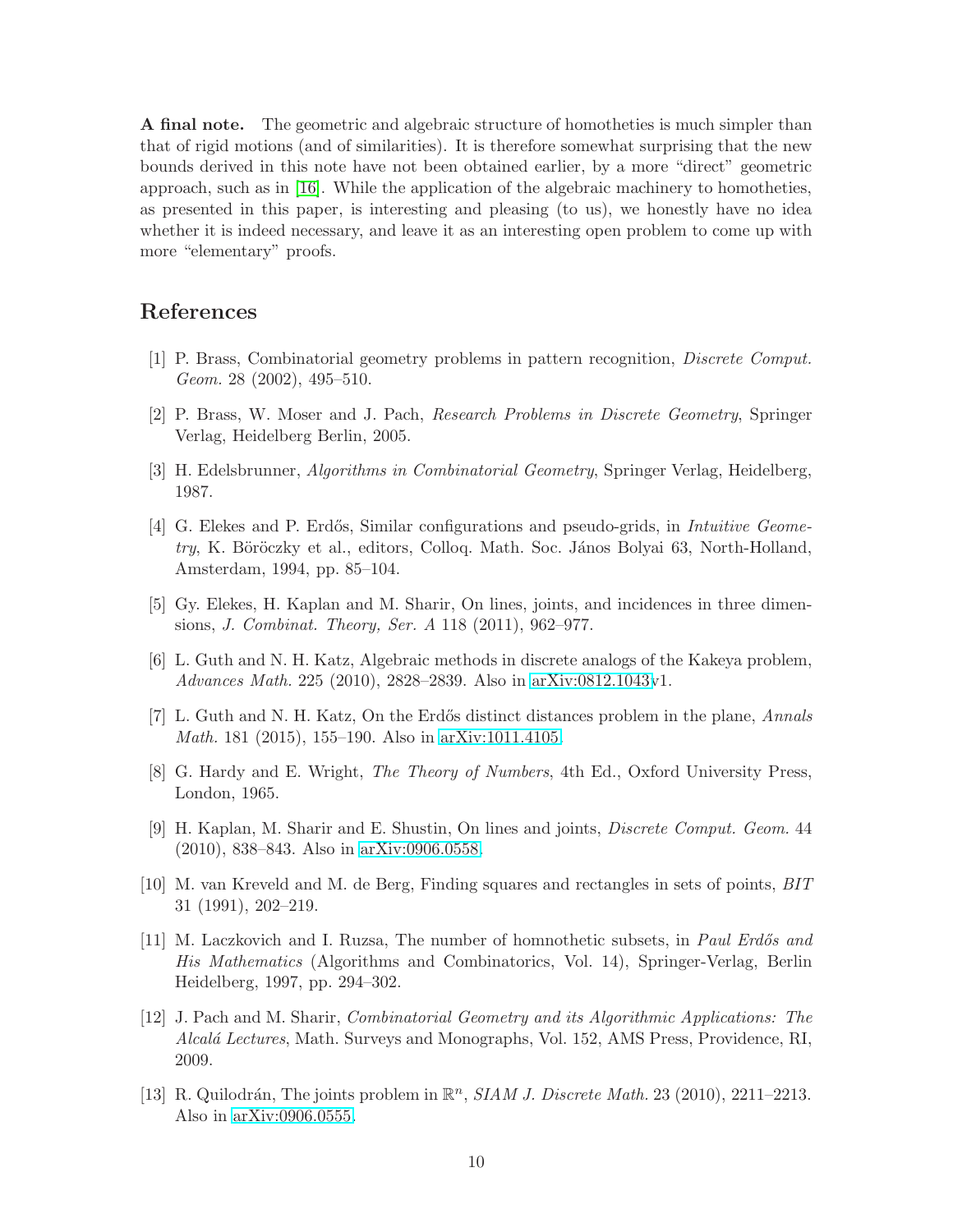**A final note.** The geometric and algebraic structure of homotheties is much simpler than that of rigid motions (and of similarities). It is therefore somewhat surprising that the new bounds derived in this note have not been obtained earlier, by a more "direct" geometric approach, such as in [16]. While the application of the algebraic machinery to homotheties, as presented in this paper, is interesting and pleasing (to us), we honestly have no idea whether it is indeed necessary, and leave it as an interesting open problem to come up with more "elementary" proofs.

## References

[1] P. Brass, Combinatorial geometry problems in pattern recognition, *Discrete Comput. Geom.* 28 (2002), 495–510.

[2] P. Brass, W. Moser and J. Pach, *Research Problems in Discrete Geometry*, Springer Verlag, Heidelberg Berlin, 2005.

[3] H. Edelsbrunner, *Algorithms in Combinatorial Geometry*, Springer Verlag, Heidelberg, 1987.

[4] G. Elekes and P. Erdős, Similar configurations and pseudo-grids, in *Intuitive Geometry*, K. Böröczky et al., editors, Colloq. Math. Soc. János Bolyai 63, North-Holland, Amsterdam, 1994, pp. 85–104.

[5] Gy. Elekes, H. Kaplan and M. Sharir, On lines, joints, and incidences in three dimensions, *J. Combinat. Theory, Ser. A* 118 (2011), 962–977.

[6] L. Guth and N. H. Katz, Algebraic methods in discrete analogs of the Kakeya problem, *Advances Math.* 225 (2010), 2828–2839. Also in arXiv:0812.1043v1.

[7] L. Guth and N. H. Katz, On the Erdős distinct distances problem in the plane, *Annals Math.* 181 (2015), 155–190. Also in arXiv:1011.4105.

[8] G. Hardy and E. Wright, *The Theory of Numbers*, 4th Ed., Oxford University Press, London, 1965.

[9] H. Kaplan, M. Sharir and E. Shustin, On lines and joints, *Discrete Comput. Geom.* 44 (2010), 838–843. Also in arXiv:0906.0558.

[10] M. van Kreveld and M. de Berg, Finding squares and rectangles in sets of points, *BIT* 31 (1991), 202–219.

[11] M. Laczkovich and I. Ruzsa, The number of homnothetic subsets, in *Paul Erdős and His Mathematics* (Algorithms and Combinatorics, Vol. 14), Springer-Verlag, Berlin Heidelberg, 1997, pp. 294–302.

[12] J. Pach and M. Sharir, *Combinatorial Geometry and its Algorithmic Applications: The Alcalá Lectures*, Math. Surveys and Monographs, Vol. 152, AMS Press, Providence, RI, 2009.

[13] R. Quilodrán, The joints problem in $\mathbb{R}^n$, *SIAM J. Discrete Math.* 23 (2010), 2211–2213. Also in arXiv:0906.0555.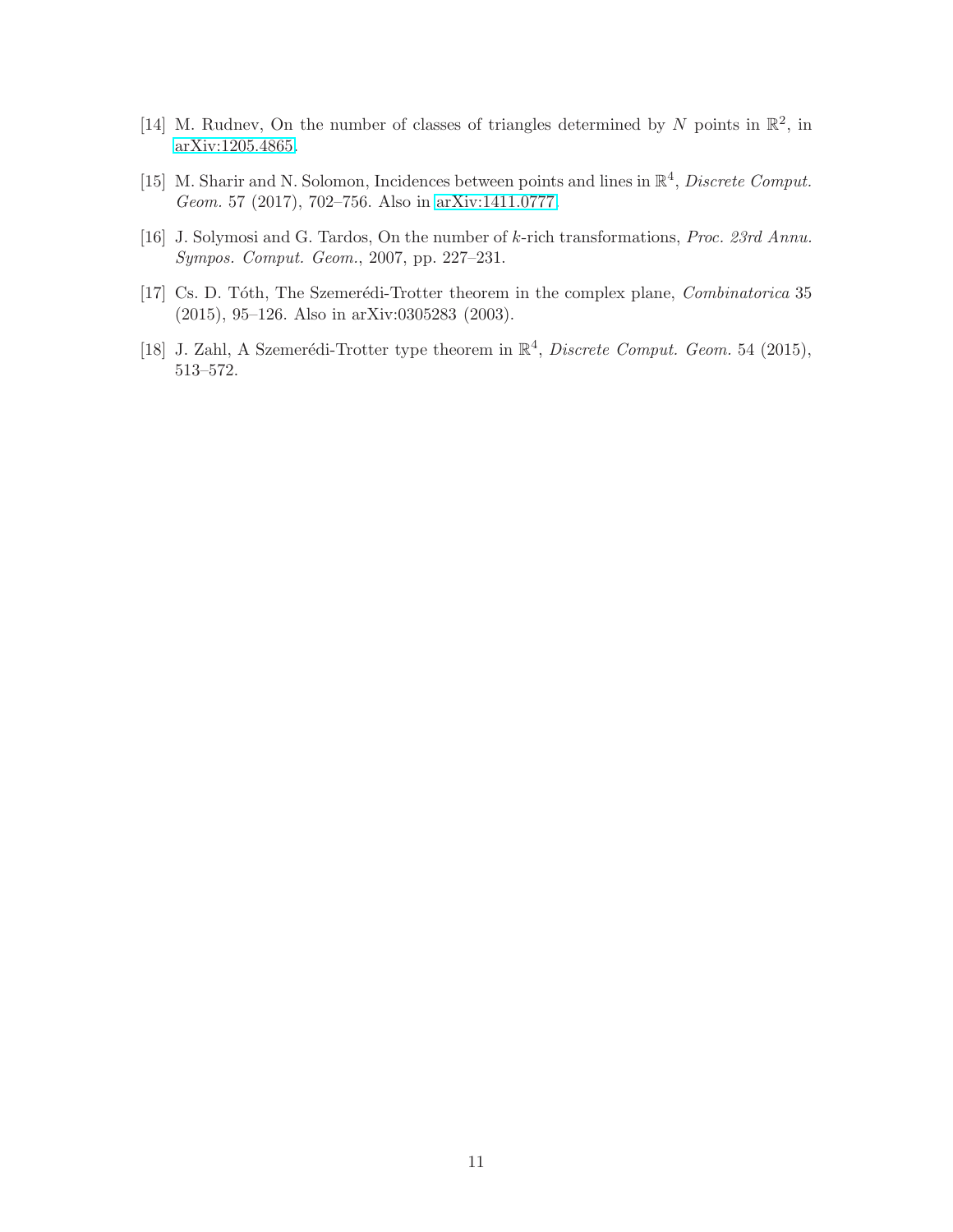[14] M. Rudnev, On the number of classes of triangles determined by $N$ points in $\mathbb{R}^2$, in arXiv:1205.4865.

[15] M. Sharir and N. Solomon, Incidences between points and lines in $\mathbb{R}^4$, *Discrete Comput. Geom.* 57 (2017), 702–756. Also in arXiv:1411.0777.

[16] J. Solymosi and G. Tardos, On the number of $k$-rich transformations, *Proc. 23rd Annu. Sympos. Comput. Geom.*, 2007, pp. 227–231.

[17] Cs. D. Tóth, The Szemerédi-Trotter theorem in the complex plane, *Combinatorica* 35 (2015), 95–126. Also in arXiv:0305283 (2003).

[18] J. Zahl, A Szemerédi-Trotter type theorem in $\mathbb{R}^4$, *Discrete Comput. Geom.* 54 (2015), 513–572.